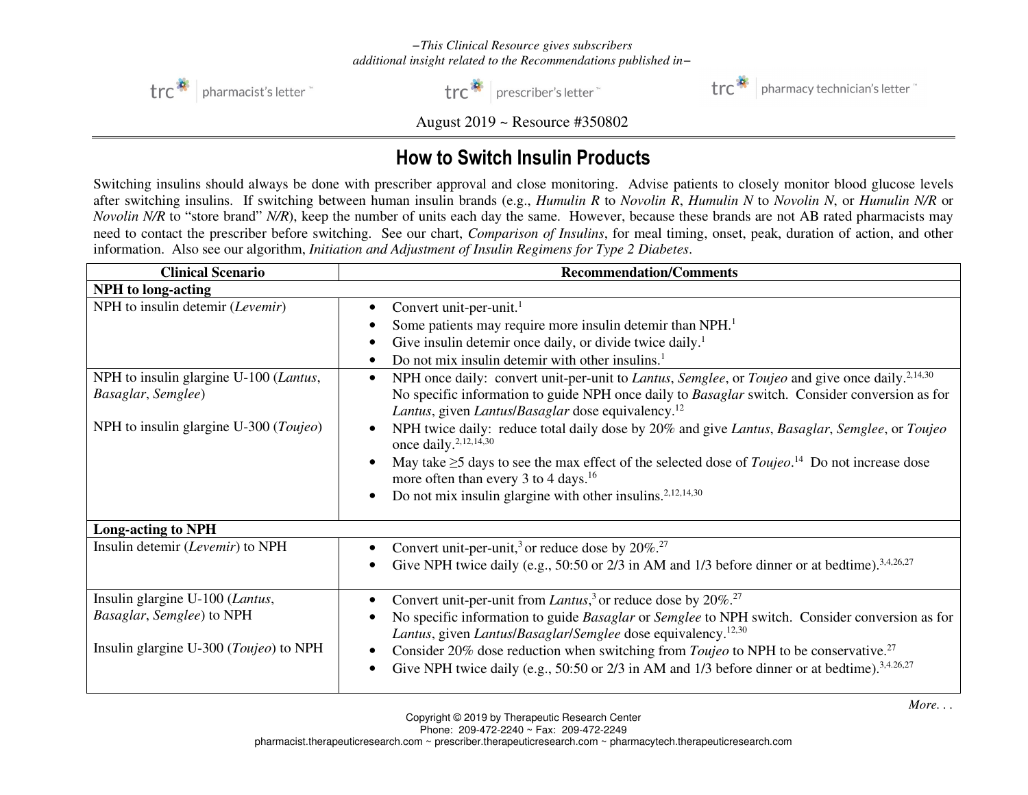*–This Clinical Resource gives subscribers additional insight related to the Recommendations published in–*

trc pharmacist's letter | trc prescriber's letter | trc pharmacy technician's letter

August 2019 ~ Resource #350802

# How to Switch Insulin Products

Switching insulins should always be done with prescriber approval and close monitoring. Advise patients to closely monitor blood glucose levels after switching insulins. If switching between human insulin brands (e.g., *Humulin R* to *Novolin R*, *Humulin N* to *Novolin N*, or *Humulin N/R* or *Novolin N/R* to "store brand" *N/R*), keep the number of units each day the same. However, because these brands are not AB rated pharmacists may need to contact the prescriber before switching. See our chart, *Comparison of Insulins*, for meal timing, onset, peak, duration of action, and other information. Also see our algorithm, *Initiation and Adjustment of Insulin Regimens for Type 2 Diabetes*.

| Clinical Scenario | Recommendation/Comments |
|---|---|
| **NPH to long-acting** | |
| NPH to insulin detemir (*Levemir*) | • Convert unit-per-unit.[1]<br>• Some patients may require more insulin detemir than NPH.[1]<br>• Give insulin detemir once daily, or divide twice daily.[1]<br>• Do not mix insulin detemir with other insulins.[1] |
| NPH to insulin glargine U-100 (*Lantus*, *Basaglar*, *Semglee*)<br><br>NPH to insulin glargine U-300 (*Toujeo*) | • NPH once daily: convert unit-per-unit to *Lantus*, *Semglee*, or *Toujeo* and give once daily.[2,14,30] No specific information to guide NPH once daily to *Basaglar* switch. Consider conversion as for *Lantus*, given *Lantus*/*Basaglar* dose equivalency.[12]<br>• NPH twice daily: reduce total daily dose by 20% and give *Lantus*, *Basaglar*, *Semglee*, or *Toujeo* once daily.[2,12,14,30]<br>• May take ≥5 days to see the max effect of the selected dose of *Toujeo*.[14] Do not increase dose more often than every 3 to 4 days.[16]<br>• Do not mix insulin glargine with other insulins.[2,12,14,30] |
| **Long-acting to NPH** | |
| Insulin detemir (*Levemir*) to NPH | • Convert unit-per-unit,[3] or reduce dose by 20%.[27]<br>• Give NPH twice daily (e.g., 50:50 or 2/3 in AM and 1/3 before dinner or at bedtime).[3,4,26,27] |
| Insulin glargine U-100 (*Lantus*, *Basaglar*, *Semglee*) to NPH<br><br>Insulin glargine U-300 (*Toujeo*) to NPH | • Convert unit-per-unit from *Lantus*,[3] or reduce dose by 20%.[27]<br>• No specific information to guide *Basaglar* or *Semglee* to NPH switch. Consider conversion as for *Lantus*, given *Lantus*/*Basaglar*/*Semglee* dose equivalency.[12,30]<br>• Consider 20% dose reduction when switching from *Toujeo* to NPH to be conservative.[27]<br>• Give NPH twice daily (e.g., 50:50 or 2/3 in AM and 1/3 before dinner or at bedtime).[3,4,26,27] |

*More. . .*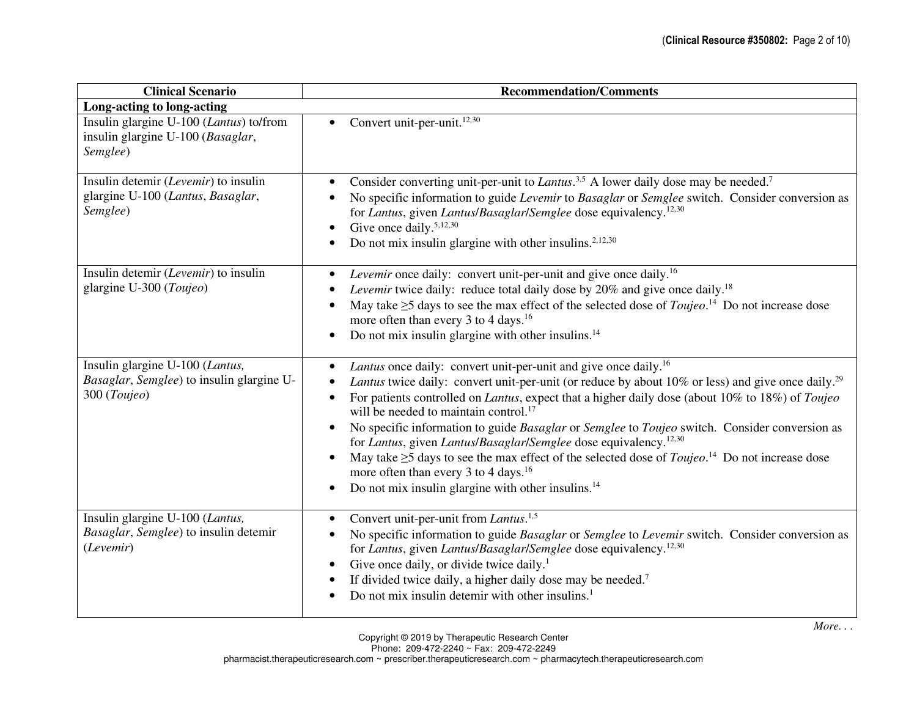| Clinical Scenario | Recommendation/Comments |
|---|---|
| **Long-acting to long-acting** | |
| Insulin glargine U-100 (*Lantus*) to/from insulin glargine U-100 (*Basaglar*, *Semglee*) | • Convert unit-per-unit.[12,30] |
| Insulin detemir (*Levemir*) to insulin glargine U-100 (*Lantus*, *Basaglar*, *Semglee*) | • Consider converting unit-per-unit to *Lantus*.[3,5] A lower daily dose may be needed.[7] <br> • No specific information to guide *Levemir* to *Basaglar* or *Semglee* switch. Consider conversion as for *Lantus*, given *Lantus*/*Basaglar*/*Semglee* dose equivalency.[12,30] <br> • Give once daily.[5,12,30] <br> • Do not mix insulin glargine with other insulins.[2,12,30] |
| Insulin detemir (*Levemir*) to insulin glargine U-300 (*Toujeo*) | • *Levemir* once daily: convert unit-per-unit and give once daily.[16] <br> • *Levemir* twice daily: reduce total daily dose by 20% and give once daily.[18] <br> • May take ≥5 days to see the max effect of the selected dose of *Toujeo*.[14] Do not increase dose more often than every 3 to 4 days.[16] <br> • Do not mix insulin glargine with other insulins.[14] |
| Insulin glargine U-100 (*Lantus*, *Basaglar*, *Semglee*) to insulin glargine U-300 (*Toujeo*) | • *Lantus* once daily: convert unit-per-unit and give once daily.[16] <br> • *Lantus* twice daily: convert unit-per-unit (or reduce by about 10% or less) and give once daily.[29] <br> • For patients controlled on *Lantus*, expect that a higher daily dose (about 10% to 18%) of *Toujeo* will be needed to maintain control.[17] <br> • No specific information to guide *Basaglar* or *Semglee* to *Toujeo* switch. Consider conversion as for *Lantus*, given *Lantus*/*Basaglar*/*Semglee* dose equivalency.[12,30] <br> • May take ≥5 days to see the max effect of the selected dose of *Toujeo*.[14] Do not increase dose more often than every 3 to 4 days.[16] <br> • Do not mix insulin glargine with other insulins.[14] |
| Insulin glargine U-100 (*Lantus*, *Basaglar*, *Semglee*) to insulin detemir (*Levemir*) | • Convert unit-per-unit from *Lantus*.[1,5] <br> • No specific information to guide *Basaglar* or *Semglee* to *Levemir* switch. Consider conversion as for *Lantus*, given *Lantus*/*Basaglar*/*Semglee* dose equivalency.[12,30] <br> • Give once daily, or divide twice daily.[1] <br> • If divided twice daily, a higher daily dose may be needed.[7] <br> • Do not mix insulin detemir with other insulins.[1] |

*More. . .*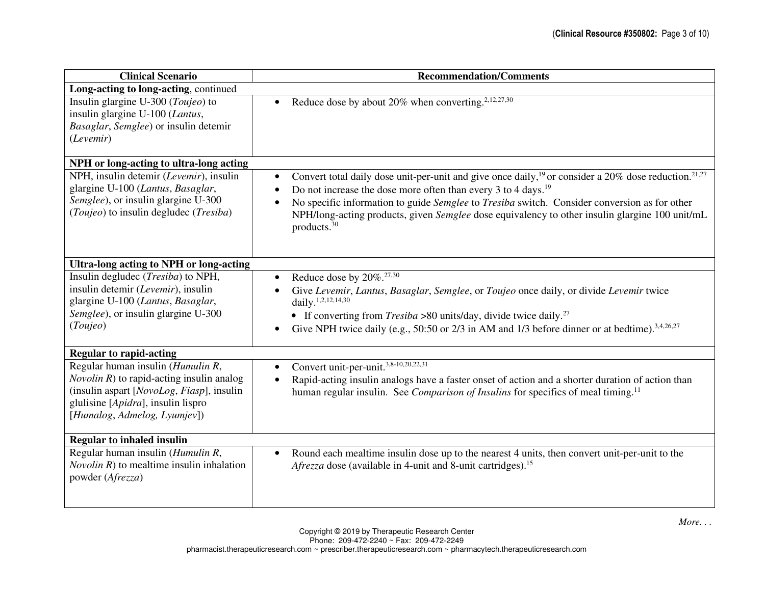| Clinical Scenario | Recommendation/Comments |
| --- | --- |
| **Long-acting to long-acting**, continued | |
| Insulin glargine U-300 (*Toujeo*) to insulin glargine U-100 (*Lantus*, *Basaglar*, *Semglee*) or insulin detemir (*Levemir*) | • Reduce dose by about 20% when converting.[2,12,27,30] |
| **NPH or long-acting to ultra-long acting** | |
| NPH, insulin detemir (*Levemir*), insulin glargine U-100 (*Lantus*, *Basaglar*, *Semglee*), or insulin glargine U-300 (*Toujeo*) to insulin degludec (*Tresiba*) | • Convert total daily dose unit-per-unit and give once daily,[19] or consider a 20% dose reduction.[21,27]<br>• Do not increase the dose more often than every 3 to 4 days.[19]<br>• No specific information to guide *Semglee* to *Tresiba* switch. Consider conversion as for other NPH/long-acting products, given *Semglee* dose equivalency to other insulin glargine 100 unit/mL products.[30] |
| **Ultra-long acting to NPH or long-acting** | |
| Insulin degludec (*Tresiba*) to NPH, insulin detemir (*Levemir*), insulin glargine U-100 (*Lantus*, *Basaglar*, *Semglee*), or insulin glargine U-300 (*Toujeo*) | • Reduce dose by 20%.[27,30]<br>• Give *Levemir*, *Lantus*, *Basaglar*, *Semglee*, or *Toujeo* once daily, or divide *Levemir* twice daily.[1,2,12,14,30]<br>&nbsp;&nbsp;• If converting from *Tresiba* >80 units/day, divide twice daily.[27]<br>• Give NPH twice daily (e.g., 50:50 or 2/3 in AM and 1/3 before dinner or at bedtime).[3,4,26,27] |
| **Regular to rapid-acting** | |
| Regular human insulin (*Humulin R*, *Novolin R*) to rapid-acting insulin analog (insulin aspart [*NovoLog*, *Fiasp*], insulin glulisine [*Apidra*], insulin lispro [*Humalog*, *Admelog, Lyumjev*]) | • Convert unit-per-unit.[3,8-10,20,22,31]<br>• Rapid-acting insulin analogs have a faster onset of action and a shorter duration of action than human regular insulin. See *Comparison of Insulins* for specifics of meal timing.[11] |
| **Regular to inhaled insulin** | |
| Regular human insulin (*Humulin R*, *Novolin R*) to mealtime insulin inhalation powder (*Afrezza*) | • Round each mealtime insulin dose up to the nearest 4 units, then convert unit-per-unit to the *Afrezza* dose (available in 4-unit and 8-unit cartridges).[15] |

*More. . .*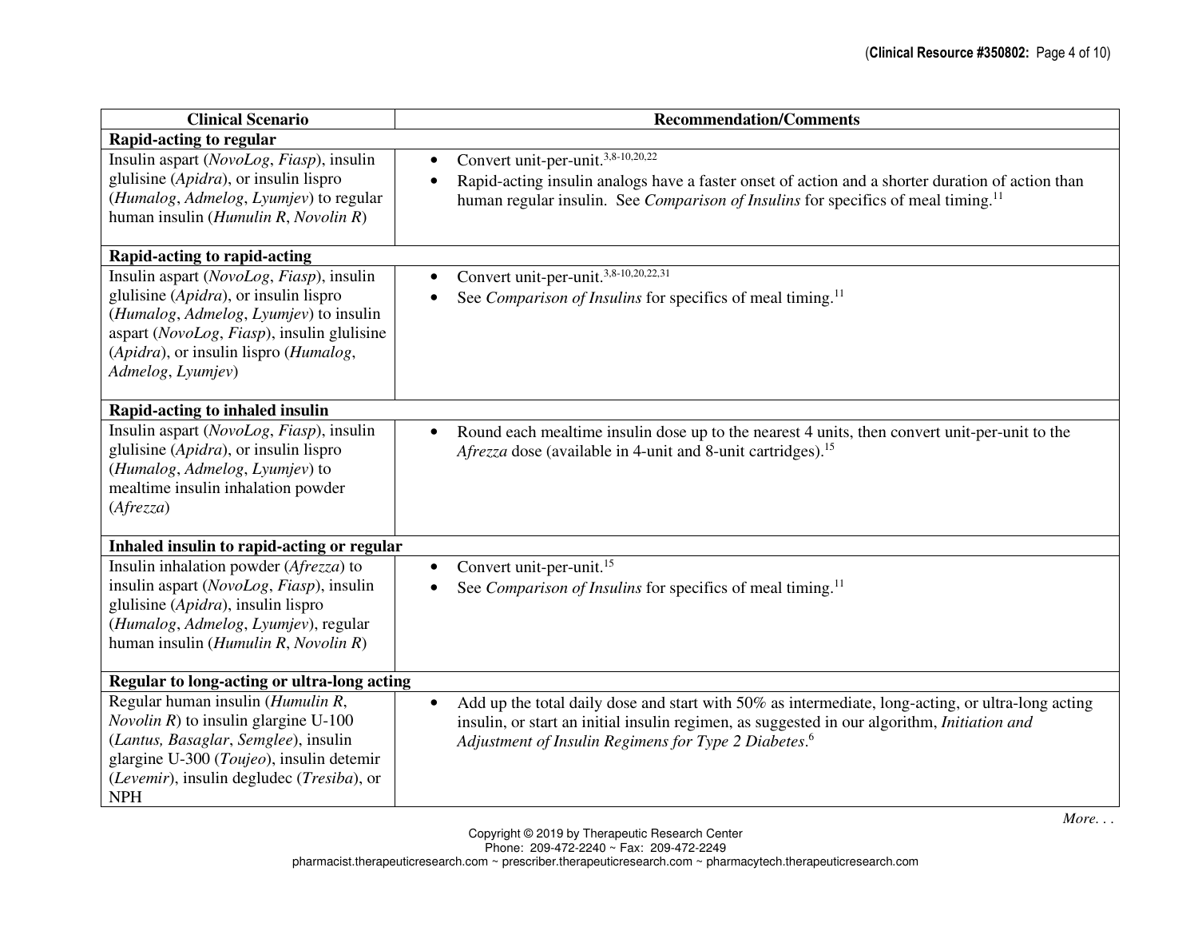| Clinical Scenario | Recommendation/Comments |
|---|---|
| **Rapid-acting to regular** | |
| Insulin aspart (*NovoLog*, *Fiasp*), insulin glulisine (*Apidra*), or insulin lispro (*Humalog*, *Admelog*, *Lyumjev*) to regular human insulin (*Humulin R*, *Novolin R*) | • Convert unit-per-unit.[3,8-10,20,22]<br>• Rapid-acting insulin analogs have a faster onset of action and a shorter duration of action than human regular insulin. See *Comparison of Insulins* for specifics of meal timing.[11] |
| **Rapid-acting to rapid-acting** | |
| Insulin aspart (*NovoLog*, *Fiasp*), insulin glulisine (*Apidra*), or insulin lispro (*Humalog*, *Admelog*, *Lyumjev*) to insulin aspart (*NovoLog*, *Fiasp*), insulin glulisine (*Apidra*), or insulin lispro (*Humalog*, *Admelog*, *Lyumjev*) | • Convert unit-per-unit.[3,8-10,20,22,31]<br>• See *Comparison of Insulins* for specifics of meal timing.[11] |
| **Rapid-acting to inhaled insulin** | |
| Insulin aspart (*NovoLog*, *Fiasp*), insulin glulisine (*Apidra*), or insulin lispro (*Humalog*, *Admelog*, *Lyumjev*) to mealtime insulin inhalation powder (*Afrezza*) | • Round each mealtime insulin dose up to the nearest 4 units, then convert unit-per-unit to the *Afrezza* dose (available in 4-unit and 8-unit cartridges).[15] |
| **Inhaled insulin to rapid-acting or regular** | |
| Insulin inhalation powder (*Afrezza*) to insulin aspart (*NovoLog*, *Fiasp*), insulin glulisine (*Apidra*), insulin lispro (*Humalog*, *Admelog*, *Lyumjev*), regular human insulin (*Humulin R*, *Novolin R*) | • Convert unit-per-unit.[15]<br>• See *Comparison of Insulins* for specifics of meal timing.[11] |
| **Regular to long-acting or ultra-long acting** | |
| Regular human insulin (*Humulin R*, *Novolin R*) to insulin glargine U-100 (*Lantus, Basaglar*, *Semglee*), insulin glargine U-300 (*Toujeo*), insulin detemir (*Levemir*), insulin degludec (*Tresiba*), or NPH | • Add up the total daily dose and start with 50% as intermediate, long-acting, or ultra-long acting insulin, or start an initial insulin regimen, as suggested in our algorithm, *Initiation and Adjustment of Insulin Regimens for Type 2 Diabetes*.[6] |

*More. . .*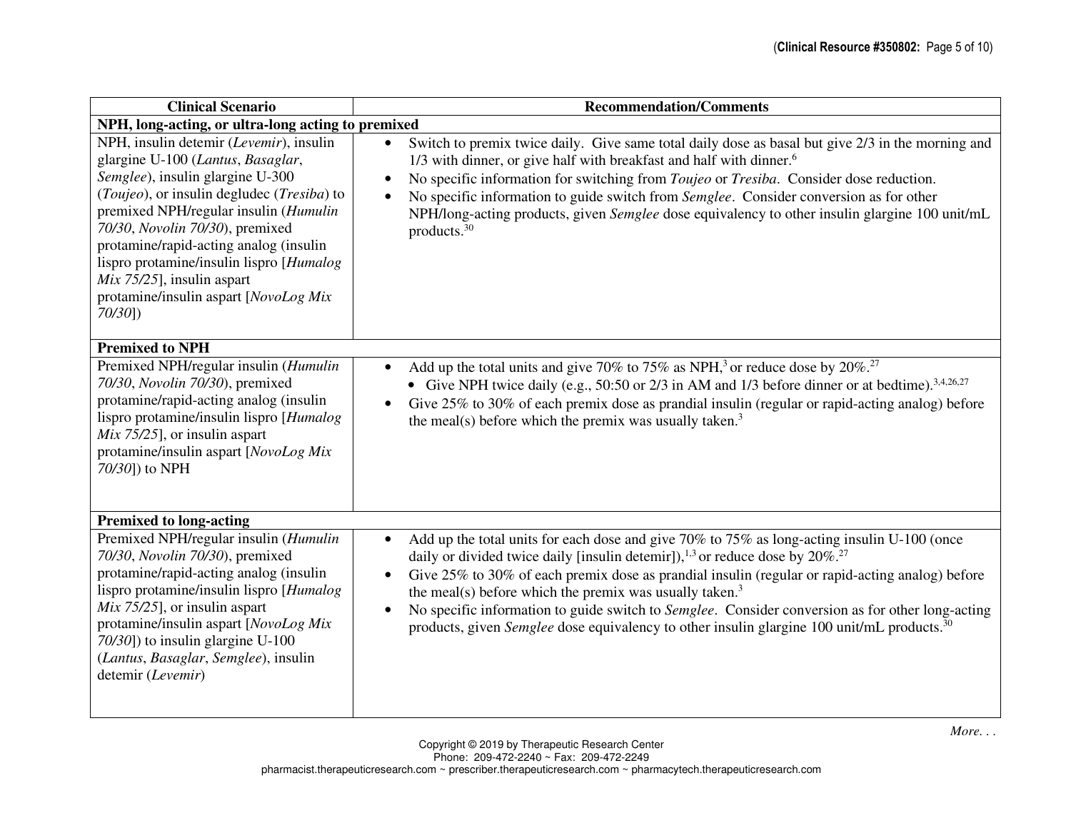| Clinical Scenario | Recommendation/Comments |
|---|---|
| **NPH, long-acting, or ultra-long acting to premixed** | |
| NPH, insulin detemir (*Levemir*), insulin glargine U-100 (*Lantus*, *Basaglar*, *Semglee*), insulin glargine U-300 (*Toujeo*), or insulin degludec (*Tresiba*) to premixed NPH/regular insulin (*Humulin 70/30*, *Novolin 70/30*), premixed protamine/rapid-acting analog (insulin lispro protamine/insulin lispro [*Humalog Mix 75/25*], insulin aspart protamine/insulin aspart [*NovoLog Mix 70/30*]) | • Switch to premix twice daily. Give same total daily dose as basal but give 2/3 in the morning and 1/3 with dinner, or give half with breakfast and half with dinner.[6]<br>• No specific information for switching from *Toujeo* or *Tresiba*. Consider dose reduction.<br>• No specific information to guide switch from *Semglee*. Consider conversion as for other NPH/long-acting products, given *Semglee* dose equivalency to other insulin glargine 100 unit/mL products.[30] |
| **Premixed to NPH** | |
| Premixed NPH/regular insulin (*Humulin 70/30*, *Novolin 70/30*), premixed protamine/rapid-acting analog (insulin lispro protamine/insulin lispro [*Humalog Mix 75/25*], or insulin aspart protamine/insulin aspart [*NovoLog Mix 70/30*]) to NPH | • Add up the total units and give 70% to 75% as NPH,[3] or reduce dose by 20%.[27]<br>  • Give NPH twice daily (e.g., 50:50 or 2/3 in AM and 1/3 before dinner or at bedtime).[3,4,26,27]<br>• Give 25% to 30% of each premix dose as prandial insulin (regular or rapid-acting analog) before the meal(s) before which the premix was usually taken.[3] |
| **Premixed to long-acting** | |
| Premixed NPH/regular insulin (*Humulin 70/30*, *Novolin 70/30*), premixed protamine/rapid-acting analog (insulin lispro protamine/insulin lispro [*Humalog Mix 75/25*], or insulin aspart protamine/insulin aspart [*NovoLog Mix 70/30*]) to insulin glargine U-100 (*Lantus*, *Basaglar*, *Semglee*), insulin detemir (*Levemir*) | • Add up the total units for each dose and give 70% to 75% as long-acting insulin U-100 (once daily or divided twice daily [insulin detemir]),[1,3] or reduce dose by 20%.[27]<br>• Give 25% to 30% of each premix dose as prandial insulin (regular or rapid-acting analog) before the meal(s) before which the premix was usually taken.[3]<br>• No specific information to guide switch to *Semglee*. Consider conversion as for other long-acting products, given *Semglee* dose equivalency to other insulin glargine 100 unit/mL products.[30] |

*More. . .*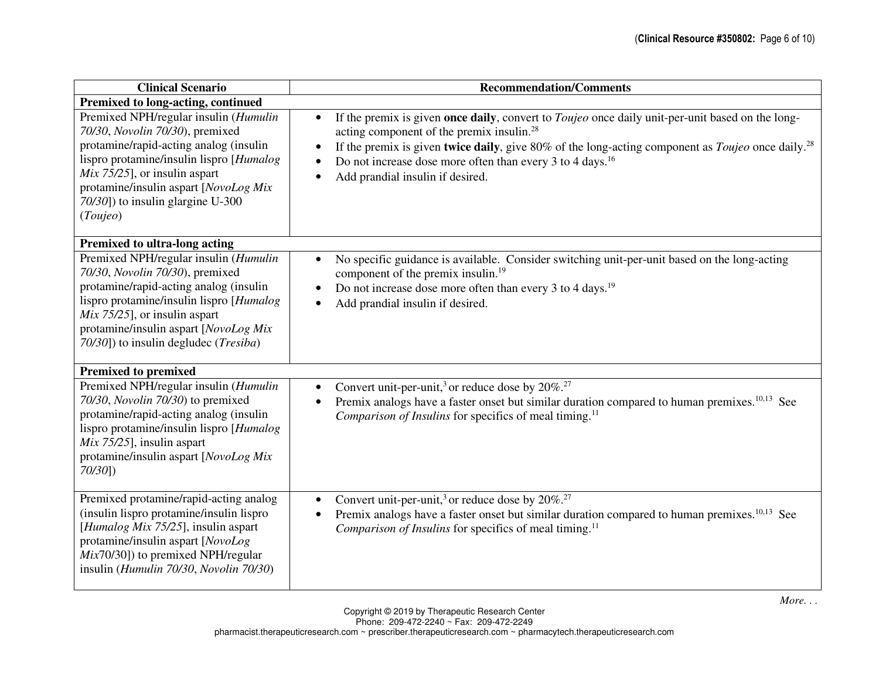| Clinical Scenario | Recommendation/Comments |
| --- | --- |
| **Premixed to long-acting, continued** | |
| Premixed NPH/regular insulin (*Humulin 70/30*, *Novolin 70/30*), premixed protamine/rapid-acting analog (insulin lispro protamine/insulin lispro [*Humalog Mix 75/25*], or insulin aspart protamine/insulin aspart [*NovoLog Mix 70/30*]) to insulin glargine U-300 (*Toujeo*) | • If the premix is given **once daily**, convert to *Toujeo* once daily unit-per-unit based on the long-acting component of the premix insulin.[28]<br>• If the premix is given **twice daily**, give 80% of the long-acting component as *Toujeo* once daily.[28]<br>• Do not increase dose more often than every 3 to 4 days.[16]<br>• Add prandial insulin if desired. |
| **Premixed to ultra-long acting** | |
| Premixed NPH/regular insulin (*Humulin 70/30*, *Novolin 70/30*), premixed protamine/rapid-acting analog (insulin lispro protamine/insulin lispro [*Humalog Mix 75/25*], or insulin aspart protamine/insulin aspart [*NovoLog Mix 70/30*]) to insulin degludec (*Tresiba*) | • No specific guidance is available. Consider switching unit-per-unit based on the long-acting component of the premix insulin.[19]<br>• Do not increase dose more often than every 3 to 4 days.[19]<br>• Add prandial insulin if desired. |
| **Premixed to premixed** | |
| Premixed NPH/regular insulin (*Humulin 70/30*, *Novolin 70/30*) to premixed protamine/rapid-acting analog (insulin lispro protamine/insulin lispro [*Humalog Mix 75/25*], insulin aspart protamine/insulin aspart [*NovoLog Mix 70/30*]) | • Convert unit-per-unit,[3] or reduce dose by 20%.[27]<br>• Premix analogs have a faster onset but similar duration compared to human premixes.[10,13] See *Comparison of Insulins* for specifics of meal timing.[11] |
| Premixed protamine/rapid-acting analog (insulin lispro protamine/insulin lispro [*Humalog Mix 75/25*], insulin aspart protamine/insulin aspart [*NovoLog Mix*70/30]) to premixed NPH/regular insulin (*Humulin 70/30*, *Novolin 70/30*) | • Convert unit-per-unit,[3] or reduce dose by 20%.[27]<br>• Premix analogs have a faster onset but similar duration compared to human premixes.[10,13] See *Comparison of Insulins* for specifics of meal timing.[11] |

*More. . .*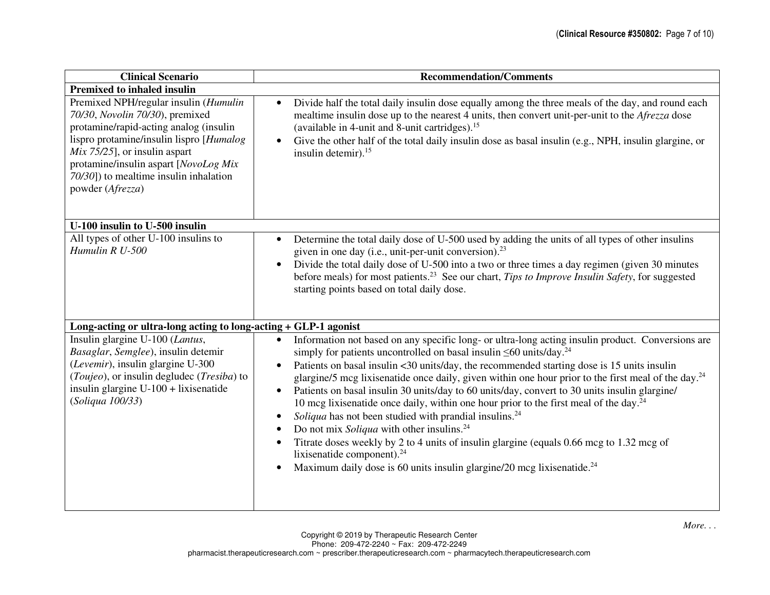| Clinical Scenario | Recommendation/Comments |
|---|---|
| **Premixed to inhaled insulin** | |
| Premixed NPH/regular insulin (*Humulin 70/30*, *Novolin 70/30*), premixed protamine/rapid-acting analog (insulin lispro protamine/insulin lispro [*Humalog Mix 75/25*], or insulin aspart protamine/insulin aspart [*NovoLog Mix 70/30*]) to mealtime insulin inhalation powder (*Afrezza*) | • Divide half the total daily insulin dose equally among the three meals of the day, and round each mealtime insulin dose up to the nearest 4 units, then convert unit-per-unit to the *Afrezza* dose (available in 4-unit and 8-unit cartridges).[15]<br>• Give the other half of the total daily insulin dose as basal insulin (e.g., NPH, insulin glargine, or insulin detemir).[15] |
| **U-100 insulin to U-500 insulin** | |
| All types of other U-100 insulins to *Humulin R U-500* | • Determine the total daily dose of U-500 used by adding the units of all types of other insulins given in one day (i.e., unit-per-unit conversion).[23]<br>• Divide the total daily dose of U-500 into a two or three times a day regimen (given 30 minutes before meals) for most patients.[23] See our chart, *Tips to Improve Insulin Safety*, for suggested starting points based on total daily dose. |
| **Long-acting or ultra-long acting to long-acting + GLP-1 agonist** | |
| Insulin glargine U-100 (*Lantus*, *Basaglar*, *Semglee*), insulin detemir (*Levemir*), insulin glargine U-300 (*Toujeo*), or insulin degludec (*Tresiba*) to insulin glargine U-100 + lixisenatide (*Soliqua 100/33*) | • Information not based on any specific long- or ultra-long acting insulin product. Conversions are simply for patients uncontrolled on basal insulin ≤60 units/day.[24]<br>• Patients on basal insulin <30 units/day, the recommended starting dose is 15 units insulin glargine/5 mcg lixisenatide once daily, given within one hour prior to the first meal of the day.[24]<br>• Patients on basal insulin 30 units/day to 60 units/day, convert to 30 units insulin glargine/ 10 mcg lixisenatide once daily, within one hour prior to the first meal of the day.[24]<br>• *Soliqua* has not been studied with prandial insulins.[24]<br>• Do not mix *Soliqua* with other insulins.[24]<br>• Titrate doses weekly by 2 to 4 units of insulin glargine (equals 0.66 mcg to 1.32 mcg of lixisenatide component).[24]<br>• Maximum daily dose is 60 units insulin glargine/20 mcg lixisenatide.[24] |

*More. . .*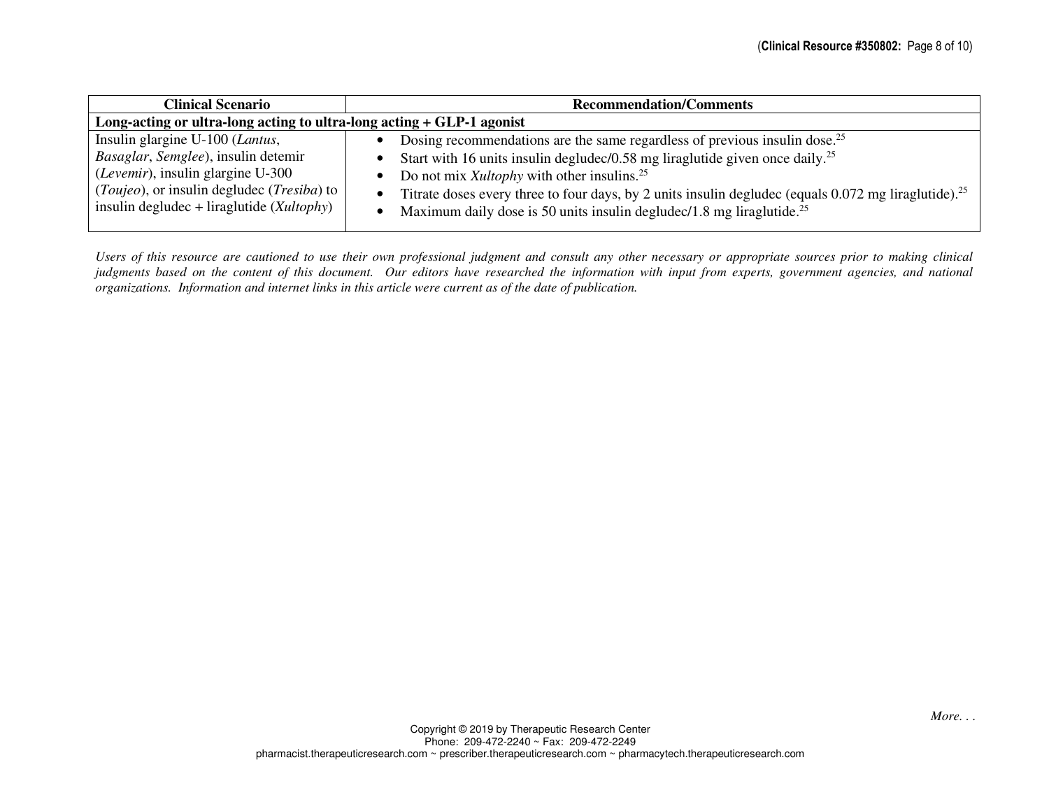| Clinical Scenario | Recommendation/Comments |
|---|---|
| **Long-acting or ultra-long acting to ultra-long acting + GLP-1 agonist** | |
| Insulin glargine U-100 (*Lantus*, *Basaglar*, *Semglee*), insulin detemir (*Levemir*), insulin glargine U-300 (*Toujeo*), or insulin degludec (*Tresiba*) to insulin degludec + liraglutide (*Xultophy*) | • Dosing recommendations are the same regardless of previous insulin dose.[25]<br>• Start with 16 units insulin degludec/0.58 mg liraglutide given once daily.[25]<br>• Do not mix *Xultophy* with other insulins.[25]<br>• Titrate doses every three to four days, by 2 units insulin degludec (equals 0.072 mg liraglutide).[25]<br>• Maximum daily dose is 50 units insulin degludec/1.8 mg liraglutide.[25] |

*Users of this resource are cautioned to use their own professional judgment and consult any other necessary or appropriate sources prior to making clinical judgments based on the content of this document. Our editors have researched the information with input from experts, government agencies, and national organizations. Information and internet links in this article were current as of the date of publication.*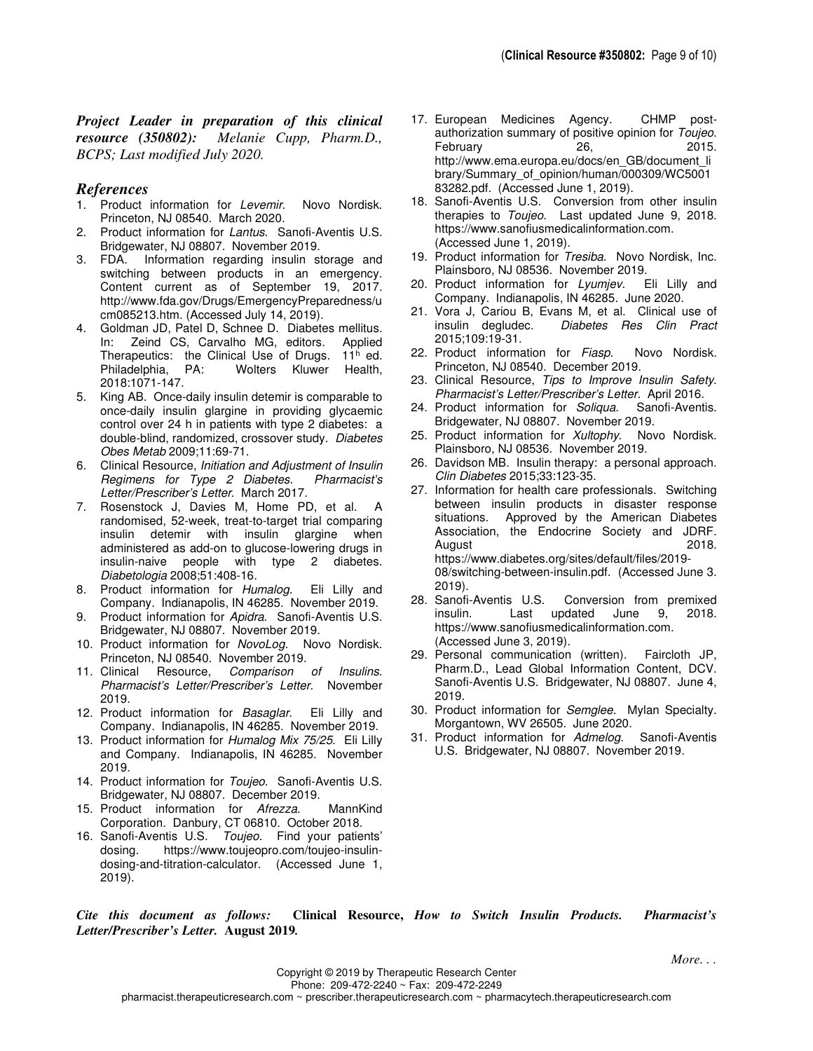***Project Leader in preparation of this clinical resource (350802):*** *Melanie Cupp, Pharm.D., BCPS; Last modified July 2020.*

## *References*

1. Product information for *Levemir*. Novo Nordisk. Princeton, NJ 08540. March 2020.
2. Product information for *Lantus*. Sanofi-Aventis U.S. Bridgewater, NJ 08807. November 2019.
3. FDA. Information regarding insulin storage and switching between products in an emergency. Content current as of September 19, 2017. http://www.fda.gov/Drugs/EmergencyPreparedness/ucm085213.htm. (Accessed July 14, 2019).
4. Goldman JD, Patel D, Schnee D. Diabetes mellitus. In: Zeind CS, Carvalho MG, editors. Applied Therapeutics: the Clinical Use of Drugs. 11th ed. Philadelphia, PA: Wolters Kluwer Health, 2018:1071-147.
5. King AB. Once-daily insulin detemir is comparable to once-daily insulin glargine in providing glycaemic control over 24 h in patients with type 2 diabetes: a double-blind, randomized, crossover study. *Diabetes Obes Metab* 2009;11:69-71.
6. Clinical Resource, *Initiation and Adjustment of Insulin Regimens for Type 2 Diabetes*. *Pharmacist's Letter/Prescriber's Letter*. March 2017.
7. Rosenstock J, Davies M, Home PD, et al. A randomised, 52-week, treat-to-target trial comparing insulin detemir with insulin glargine when administered as add-on to glucose-lowering drugs in insulin-naive people with type 2 diabetes. *Diabetologia* 2008;51:408-16.
8. Product information for *Humalog*. Eli Lilly and Company. Indianapolis, IN 46285. November 2019.
9. Product information for *Apidra*. Sanofi-Aventis U.S. Bridgewater, NJ 08807. November 2019.
10. Product information for *NovoLog*. Novo Nordisk. Princeton, NJ 08540. November 2019.
11. Clinical Resource, *Comparison of Insulins*. *Pharmacist's Letter/Prescriber's Letter.* November 2019.
12. Product information for *Basaglar*. Eli Lilly and Company. Indianapolis, IN 46285. November 2019.
13. Product information for *Humalog Mix 75/25*. Eli Lilly and Company. Indianapolis, IN 46285. November 2019.
14. Product information for *Toujeo*. Sanofi-Aventis U.S. Bridgewater, NJ 08807. December 2019.
15. Product information for *Afrezza*. MannKind Corporation. Danbury, CT 06810. October 2018.
16. Sanofi-Aventis U.S. *Toujeo*. Find your patients' dosing. https://www.toujeopro.com/toujeo-insulin-dosing-and-titration-calculator. (Accessed June 1, 2019).
17. European Medicines Agency. CHMP post-authorization summary of positive opinion for *Toujeo*. February 26, 2015. http://www.ema.europa.eu/docs/en_GB/document_library/Summary_of_opinion/human/000309/WC500183282.pdf. (Accessed June 1, 2019).
18. Sanofi-Aventis U.S. Conversion from other insulin therapies to *Toujeo*. Last updated June 9, 2018. https://www.sanofiusmedicalinformation.com. (Accessed June 1, 2019).
19. Product information for *Tresiba*. Novo Nordisk, Inc. Plainsboro, NJ 08536. November 2019.
20. Product information for *Lyumjev*. Eli Lilly and Company. Indianapolis, IN 46285. June 2020.
21. Vora J, Cariou B, Evans M, et al. Clinical use of insulin degludec. *Diabetes Res Clin Pract* 2015;109:19-31.
22. Product information for *Fiasp*. Novo Nordisk. Princeton, NJ 08540. December 2019.
23. Clinical Resource, *Tips to Improve Insulin Safety*. *Pharmacist's Letter/Prescriber's Letter*. April 2016.
24. Product information for *Soliqua*. Sanofi-Aventis. Bridgewater, NJ 08807. November 2019.
25. Product information for *Xultophy*. Novo Nordisk. Plainsboro, NJ 08536. November 2019.
26. Davidson MB. Insulin therapy: a personal approach. *Clin Diabetes* 2015;33:123-35.
27. Information for health care professionals. Switching between insulin products in disaster response situations. Approved by the American Diabetes Association, the Endocrine Society and JDRF. August 2018. https://www.diabetes.org/sites/default/files/2019-08/switching-between-insulin.pdf. (Accessed June 3. 2019).
28. Sanofi-Aventis U.S. Conversion from premixed insulin. Last updated June 9, 2018. https://www.sanofiusmedicalinformation.com. (Accessed June 3, 2019).
29. Personal communication (written). Faircloth JP, Pharm.D., Lead Global Information Content, DCV. Sanofi-Aventis U.S. Bridgewater, NJ 08807. June 4, 2019.
30. Product information for *Semglee*. Mylan Specialty. Morgantown, WV 26505. June 2020.
31. Product information for *Admelog*. Sanofi-Aventis U.S. Bridgewater, NJ 08807. November 2019.

***Cite this document as follows:*** **Clinical Resource,** ***How to Switch Insulin Products. Pharmacist's Letter/Prescriber's Letter.*** **August 2019.**

*More. . .*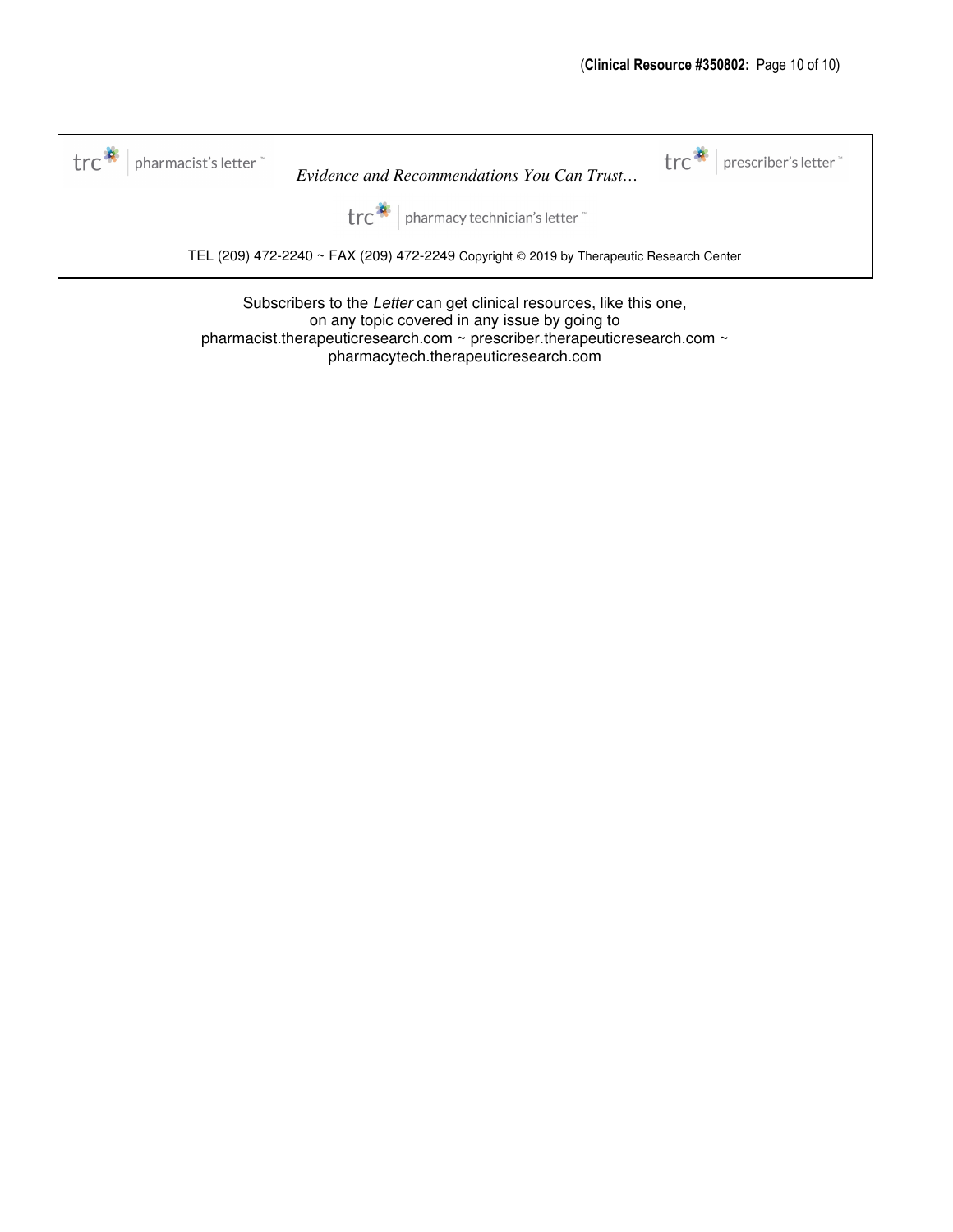trc | pharmacist's letter™ *Evidence and Recommendations You Can Trust…* trc | prescriber's letter™

trc | pharmacy technician's letter™

TEL (209) 472-2240 ~ FAX (209) 472-2249 Copyright © 2019 by Therapeutic Research Center

Subscribers to the *Letter* can get clinical resources, like this one, on any topic covered in any issue by going to pharmacist.therapeuticresearch.com ~ prescriber.therapeuticresearch.com ~ pharmacytech.therapeuticresearch.com